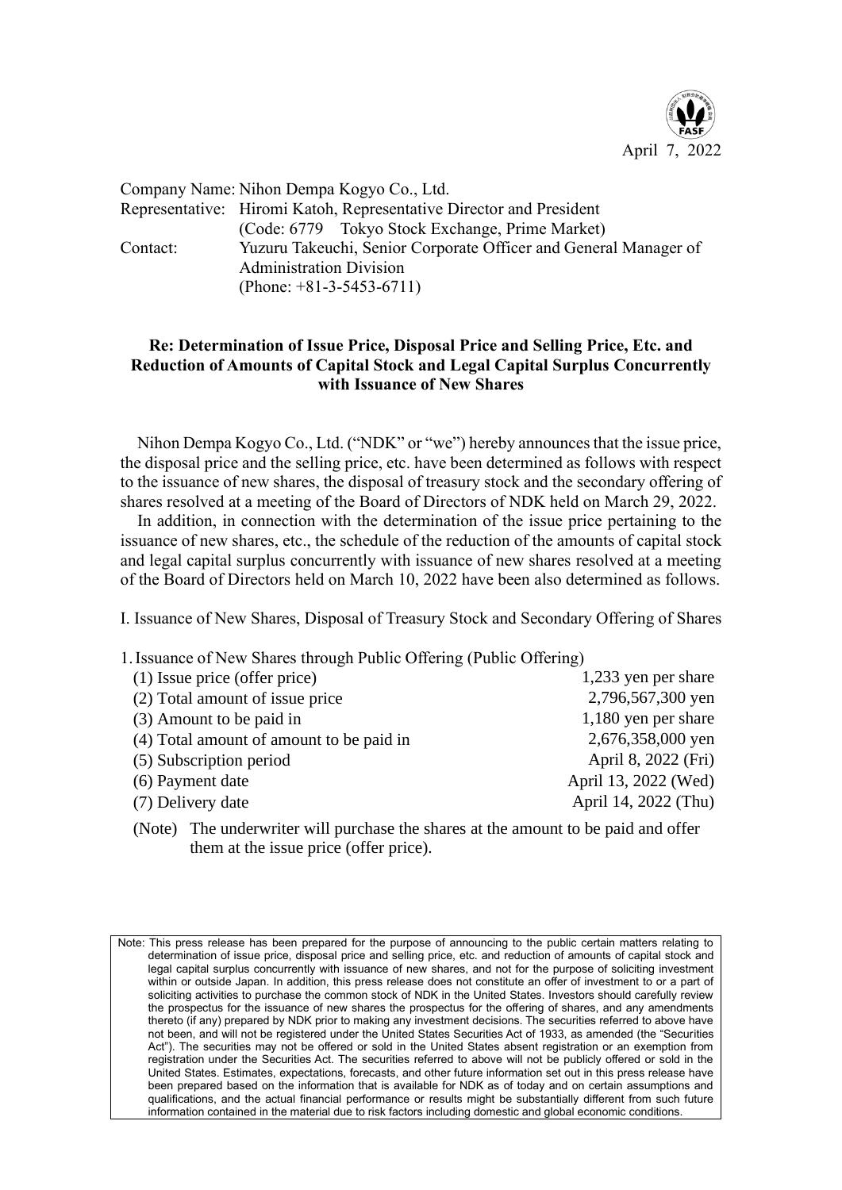April 7, 2022

Company Name: Nihon Dempa Kogyo Co., Ltd.
Representative: Hiromi Katoh, Representative Director and President
(Code: 6779 Tokyo Stock Exchange, Prime Market)
Contact: Yuzuru Takeuchi, Senior Corporate Officer and General Manager of Administration Division
(Phone: +81-3-5453-6711)

**Re: Determination of Issue Price, Disposal Price and Selling Price, Etc. and Reduction of Amounts of Capital Stock and Legal Capital Surplus Concurrently with Issuance of New Shares**

Nihon Dempa Kogyo Co., Ltd. ("NDK" or "we") hereby announces that the issue price, the disposal price and the selling price, etc. have been determined as follows with respect to the issuance of new shares, the disposal of treasury stock and the secondary offering of shares resolved at a meeting of the Board of Directors of NDK held on March 29, 2022.

In addition, in connection with the determination of the issue price pertaining to the issuance of new shares, etc., the schedule with the reduction of the amounts of capital stock and legal capital surplus concurrently with issuance of new shares resolved at a meeting of the Board of Directors held on March 10, 2022 have been also determined as follows.

I. Issuance of New Shares, Disposal of Treasury Stock and Secondary Offering of Shares

1. Issuance of New Shares through Public Offering (Public Offering)

| | |
|---|---|
| (1) Issue price (offer price) | 1,233 yen per share |
| (2) Total amount of issue price | 2,796,567,300 yen |
| (3) Amount to be paid in | 1,180 yen per share |
| (4) Total amount of amount to be paid in | 2,676,358,000 yen |
| (5) Subscription period | April 8, 2022 (Fri) |
| (6) Payment date | April 13, 2022 (Wed) |
| (7) Delivery date | April 14, 2022 (Thu) |

(Note) The underwriter will purchase the shares at the amount to be paid and offer them at the issue price (offer price).

Note: This press release has been prepared for the purpose of announcing to the public certain matters relating to determination of issue price, disposal price and selling price, etc. and reduction of amounts of capital stock and legal capital surplus concurrently with issuance of new shares, and not for the purpose of soliciting investment within or outside Japan. In addition, this press release does not constitute an offer of investment to or a part of soliciting activities to purchase the common stock of NDK in the United States. Investors should carefully review the prospectus for the issuance of new shares the prospectus for the offering of shares, and any amendments thereto (if any) prepared by NDK prior to making any investment decisions. The securities referred to above have not been, and will not be registered under the United States Securities Act of 1933, as amended (the "Securities Act"). The securities may not be offered or sold in the United States absent registration or an exemption from registration under the Securities Act. The securities referred to above will not be publicly offered or sold in the United States. Estimates, expectations, forecasts, and other future information set out in this press release have been prepared based on the information that is available for NDK as of today and on certain assumptions and qualifications, and the actual financial performance or results might be substantially different from such future information contained in the material due to risk factors including domestic and global economic conditions.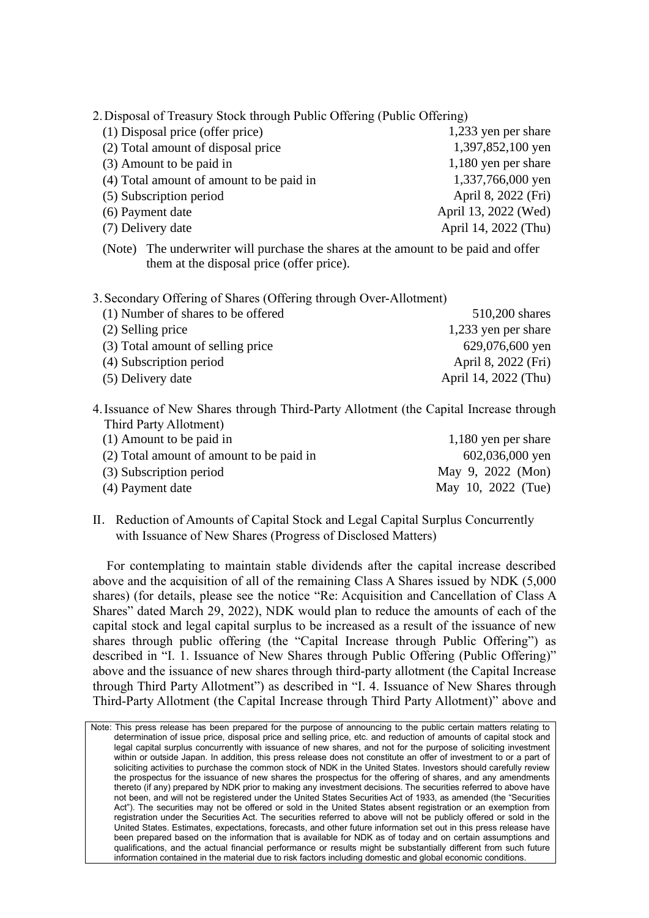2. Disposal of Treasury Stock through Public Offering (Public Offering)

| | |
|---|---|
| (1) Disposal price (offer price) | 1,233 yen per share |
| (2) Total amount of disposal price | 1,397,852,100 yen |
| (3) Amount to be paid in | 1,180 yen per share |
| (4) Total amount of amount to be paid in | 1,337,766,000 yen |
| (5) Subscription period | April 8, 2022 (Fri) |
| (6) Payment date | April 13, 2022 (Wed) |
| (7) Delivery date | April 14, 2022 (Thu) |

(Note) The underwriter will purchase the shares at the amount to be paid and offer them at the disposal price (offer price).

3. Secondary Offering of Shares (Offering through Over-Allotment)

| | |
|---|---|
| (1) Number of shares to be offered | 510,200 shares |
| (2) Selling price | 1,233 yen per share |
| (3) Total amount of selling price | 629,076,600 yen |
| (4) Subscription period | April 8, 2022 (Fri) |
| (5) Delivery date | April 14, 2022 (Thu) |

4. Issuance of New Shares through Third-Party Allotment (the Capital Increase through Third Party Allotment)

| | |
|---|---|
| (1) Amount to be paid in | 1,180 yen per share |
| (2) Total amount of amount to be paid in | 602,036,000 yen |
| (3) Subscription period | May 9, 2022 (Mon) |
| (4) Payment date | May 10, 2022 (Tue) |

## II. Reduction of Amounts of Capital Stock and Legal Capital Surplus Concurrently with Issuance of New Shares (Progress of Disclosed Matters)

For contemplating to maintain stable dividends after the capital increase described above and the acquisition of all of the remaining Class A Shares issued by NDK (5,000 shares) (for details, please see the notice "Re: Acquisition and Cancellation of Class A Shares" dated March 29, 2022), NDK would plan to reduce the amounts of each of the capital stock and legal capital surplus to be increased as a result of the issuance of new shares through public offering (the "Capital Increase through Public Offering") as described in "I. 1. Issuance of New Shares through Public Offering (Public Offering)" above and the issuance of new shares through third-party allotment (the Capital Increase through Third Party Allotment") as described in "I. 4. Issuance of New Shares through Third-Party Allotment (the Capital Increase through Third Party Allotment)" above and

Note: This press release has been prepared for the purpose of announcing to the public certain matters relating to determination of issue price, disposal price and selling price, etc. and reduction of amounts of capital stock and legal capital surplus concurrently with issuance of new shares, and not for the purpose of soliciting investment within or outside Japan. In addition, this press release does not constitute an offer of investment to or a part of soliciting activities to purchase the common stock of NDK in the United States. Investors should carefully review the prospectus for the issuance of new shares the prospectus for the offering of shares, and any amendments thereto (if any) prepared by NDK prior to making any investment decisions. The securities referred to above have not been, and will not be registered under the United States Securities Act of 1933, as amended (the "Securities Act"). The securities may not be offered or sold in the United States absent registration or an exemption from registration under the Securities Act. The securities referred to above will not be publicly offered or sold in the United States. Estimates, expectations, forecasts, and other future information set out in this press release have been prepared based on the information that is available for NDK as of today and on certain assumptions and qualifications, and the actual financial performance or results might be substantially different from such future information contained in the material due to risk factors including domestic and global economic conditions.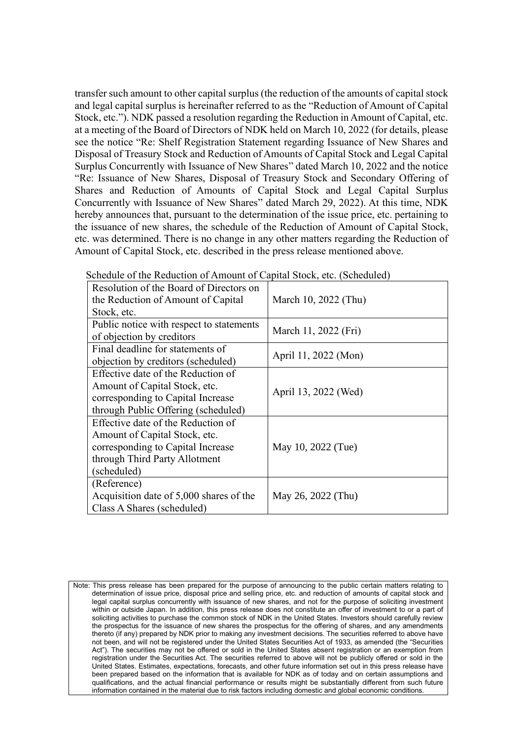transfer such amount to other capital surplus (the reduction of the amounts of capital stock and legal capital surplus is hereinafter referred to as the "Reduction of Amount of Capital Stock, etc."). NDK passed a resolution regarding the Reduction in Amount of Capital, etc. at a meeting of the Board of Directors of NDK held on March 10, 2022 (for details, please see the notice "Re: Shelf Registration Statement regarding Issuance of New Shares and Disposal of Treasury Stock and Reduction of Amounts of Capital Stock and Legal Capital Surplus Concurrently with Issuance of New Shares" dated March 10, 2022 and the notice "Re: Issuance of New Shares, Disposal of Treasury Stock and Secondary Offering of Shares and Reduction of Amounts of Capital Stock and Legal Capital Surplus Concurrently with Issuance of New Shares" dated March 29, 2022). At this time, NDK hereby announces that, pursuant to the determination of the issue price, etc. pertaining to the issuance of new shares, the schedule of the Reduction of Amount of Capital Stock, etc. was determined. There is no change in any other matters regarding the Reduction of Amount of Capital Stock, etc. described in the press release mentioned above.

Schedule of the Reduction of Amount of Capital Stock, etc. (Scheduled)

| Item | Date |
|---|---|
| Resolution of the Board of Directors on the Reduction of Amount of Capital Stock, etc. | March 10, 2022 (Thu) |
| Public notice with respect to statements of objection by creditors | March 11, 2022 (Fri) |
| Final deadline for statements of objection by creditors (scheduled) | April 11, 2022 (Mon) |
| Effective date of the Reduction of Amount of Capital Stock, etc. corresponding to Capital Increase through Public Offering (scheduled) | April 13, 2022 (Wed) |
| Effective date of the Reduction of Amount of Capital Stock, etc. corresponding to Capital Increase through Third Party Allotment (scheduled) | May 10, 2022 (Tue) |
| (Reference) Acquisition date of 5,000 shares of the Class A Shares (scheduled) | May 26, 2022 (Thu) |

Note: This press release has been prepared for the purpose of announcing to the public certain matters relating to determination of issue price, disposal price and selling price, etc. and reduction of amounts of capital stock and legal capital surplus concurrently with issuance of new shares, and not for the purpose of soliciting investment within or outside Japan. In addition, this press release does not constitute an offer of investment to or a part of soliciting activities to purchase the common stock of NDK in the United States. Investors should carefully review the prospectus for the issuance of new shares the prospectus for the offering of shares, and any amendments thereto (if any) prepared by NDK prior to making any investment decisions. The securities referred to above have not been, and will not be registered under the United States Securities Act of 1933, as amended (the "Securities Act"). The securities may not be offered or sold in the United States absent registration or an exemption from registration under the Securities Act. The securities referred to above will not be publicly offered or sold in the United States. Estimates, expectations, forecasts, and other future information set out in this press release have been prepared based on the information that is available for NDK as of today and on certain assumptions and qualifications, and the actual financial performance or results might be substantially different from such future information contained in the material due to risk factors including domestic and global economic conditions.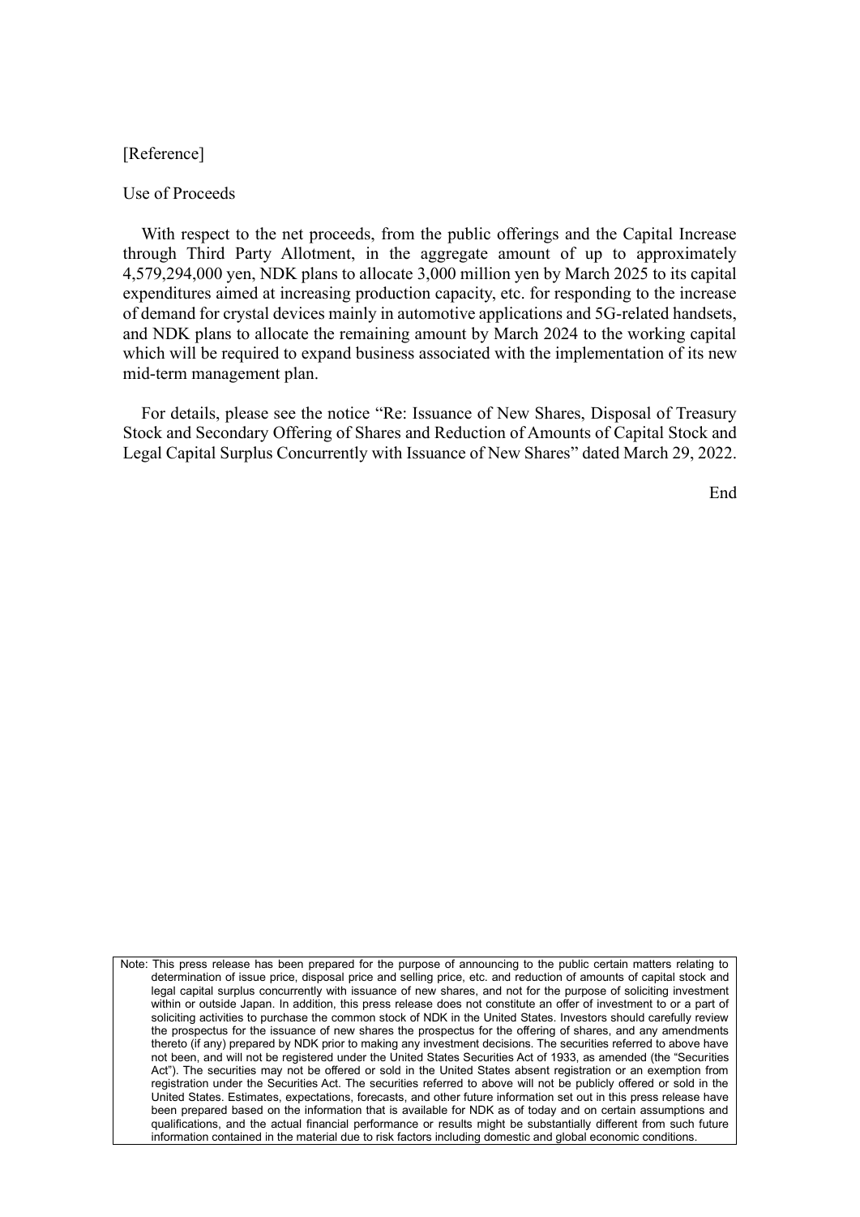[Reference]

Use of Proceeds

With respect to the net proceeds, from the public offerings and the Capital Increase through Third Party Allotment, in the aggregate amount of up to approximately 4,579,294,000 yen, NDK plans to allocate 3,000 million yen by March 2025 to its capital expenditures aimed at increasing production capacity, etc. for responding to the increase of demand for crystal devices mainly in automotive applications and 5G-related handsets, and NDK plans to allocate the remaining amount by March 2024 to the working capital which will be required to expand business associated with the implementation of its new mid-term management plan.

For details, please see the notice "Re: Issuance of New Shares, Disposal of Treasury Stock and Secondary Offering of Shares and Reduction of Amounts of Capital Stock and Legal Capital Surplus Concurrently with Issuance of New Shares" dated March 29, 2022.

End

Note: This press release has been prepared for the purpose of announcing to the public certain matters relating to determination of issue price, disposal price and selling price, etc. and reduction of amounts of capital stock and legal capital surplus concurrently with issuance of new shares, and not for the purpose of soliciting investment within or outside Japan. In addition, this press release does not constitute an offer of investment to or a part of soliciting activities to purchase the common stock of NDK in the United States. Investors should carefully review the prospectus for the issuance of new shares the prospectus for the offering of shares, and any amendments thereto (if any) prepared by NDK prior to making any investment decisions. The securities referred to above have not been, and will not be registered under the United States Securities Act of 1933, as amended (the "Securities Act"). The securities may not be offered or sold in the United States absent registration or an exemption from registration under the Securities Act. The securities referred to above will not be publicly offered or sold in the United States. Estimates, expectations, forecasts, and other future information set out in this press release have been prepared based on the information that is available for NDK as of today and on certain assumptions and qualifications, and the actual financial performance or results might be substantially different from such future information contained in the material due to risk factors including domestic and global economic conditions.